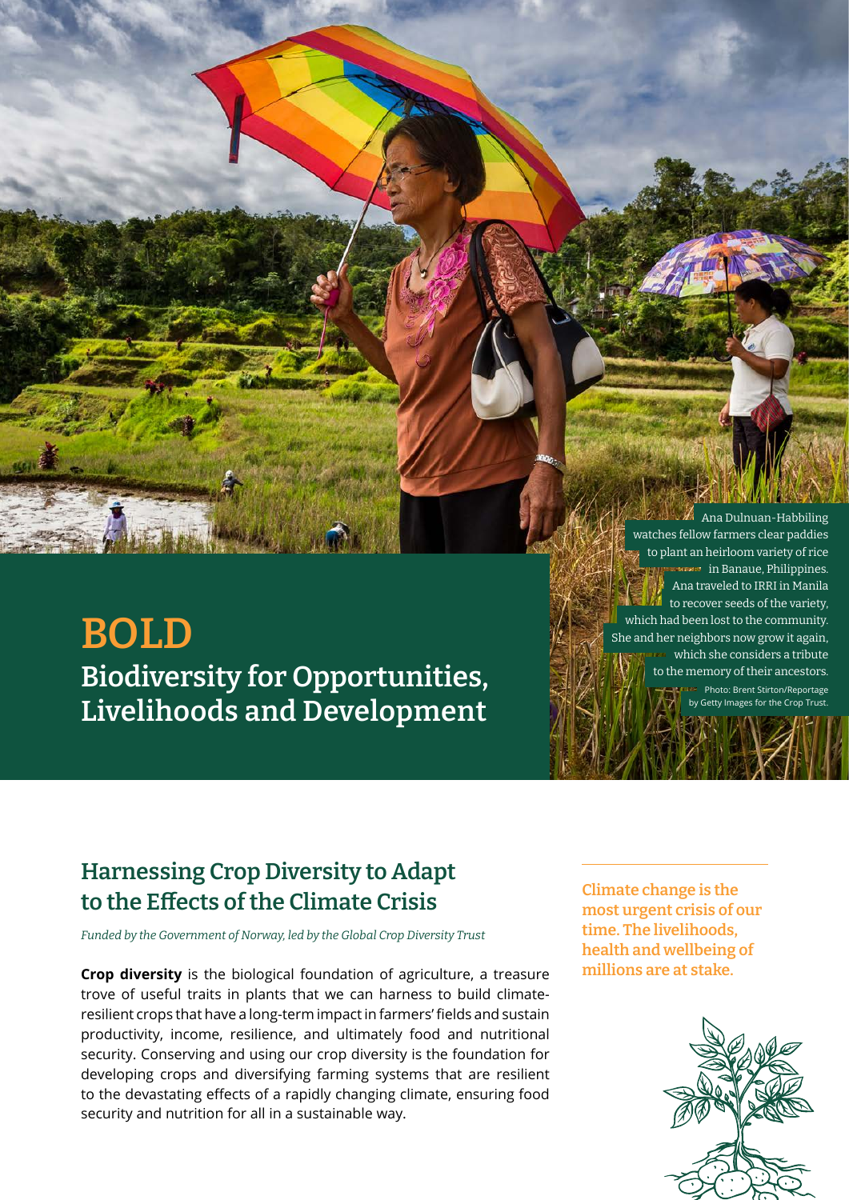# BOLD

## Biodiversity for Opportunities, Livelihoods and Development

Ana Dulnuan-Habbiling watches fellow farmers clear paddies to plant an heirloom variety of rice in Banaue, Philippines. Ana traveled to IRRI in Manila to recover seeds of the variety, which had been lost to the community. She and her neighbors now grow it again, which she considers a tribute to the memory of their ancestors.

Photo: Brent Stirton/Reportage by Getty Images for the Crop Trust.

## Harnessing Crop Diversity to Adapt to the Effects of the Climate Crisis

*Funded by the Government of Norway, led by the Global Crop Diversity Trust*

**Crop diversity** is the biological foundation of agriculture, a treasure trove of useful traits in plants that we can harness to build climate-resilient crops that have a long-term impact in farmers' fields and sustain productivity, income, resilience, and ultimately food and nutritional security. Conserving and using our crop diversity is the foundation for developing crops and diversifying farming systems that are resilient to the devastating effects of a rapidly changing climate, ensuring food security and nutrition for all in a sustainable way.

Climate change is the most urgent crisis of our time. The livelihoods, health and wellbeing of millions are at stake.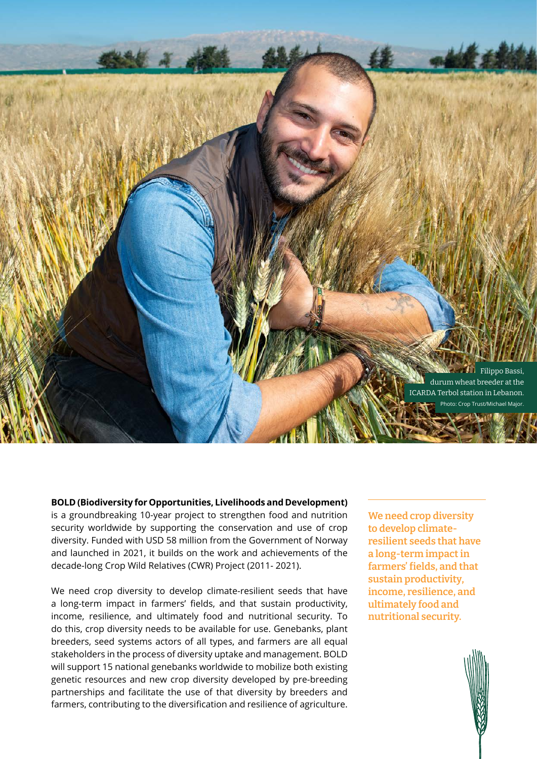Filippo Bassi, durum wheat breeder at the ICARDA Terbol station in Lebanon. Photo: Crop Trust/Michael Major.

**BOLD (Biodiversity for Opportunities, Livelihoods and Development)** is a groundbreaking 10-year project to strengthen food and nutrition security worldwide by supporting the conservation and use of crop diversity. Funded with USD 58 million from the Government of Norway and launched in 2021, it builds on the work and achievements of the decade-long Crop Wild Relatives (CWR) Project (2011- 2021).

We need crop diversity to develop climate-resilient seeds that have a long-term impact in farmers' fields, and that sustain productivity, income, resilience, and ultimately food and nutritional security. To do this, crop diversity needs to be available for use. Genebanks, plant breeders, seed systems actors of all types, and farmers are all equal stakeholders in the process of diversity uptake and management. BOLD will support 15 national genebanks worldwide to mobilize both existing genetic resources and new crop diversity developed by pre-breeding partnerships and facilitate the use of that diversity by breeders and farmers, contributing to the diversification and resilience of agriculture.

**We need crop diversity to develop climate-resilient seeds that have a long-term impact in farmers' fields, and that sustain productivity, income, resilience, and ultimately food and nutritional security.**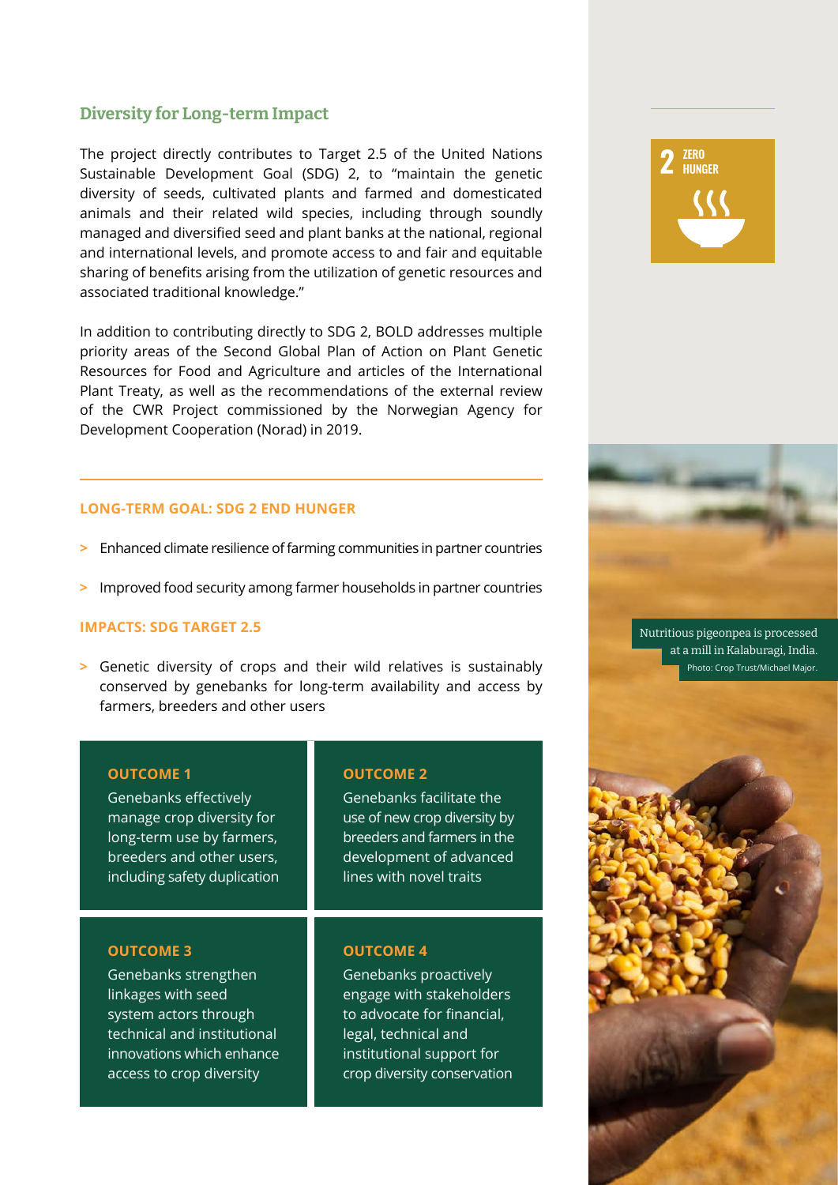## Diversity for Long-term Impact

The project directly contributes to Target 2.5 of the United Nations Sustainable Development Goal (SDG) 2, to "maintain the genetic diversity of seeds, cultivated plants and farmed and domesticated animals and their related wild species, including through soundly managed and diversified seed and plant banks at the national, regional and international levels, and promote access to and fair and equitable sharing of benefits arising from the utilization of genetic resources and associated traditional knowledge."

In addition to contributing directly to SDG 2, BOLD addresses multiple priority areas of the Second Global Plan of Action on Plant Genetic Resources for Food and Agriculture and articles of the International Plant Treaty, as well as the recommendations of the external review of the CWR Project commissioned by the Norwegian Agency for Development Cooperation (Norad) in 2019.

2 ZERO HUNGER

### LONG-TERM GOAL: SDG 2 END HUNGER

- Enhanced climate resilience of farming communities in partner countries
- Improved food security among farmer households in partner countries

### IMPACTS: SDG TARGET 2.5

- Genetic diversity of crops and their wild relatives is sustainably conserved by genebanks for long-term availability and access by farmers, breeders and other users

**OUTCOME 1**
Genebanks effectively manage crop diversity for long-term use by farmers, breeders and other users, including safety duplication

**OUTCOME 2**
Genebanks facilitate the use of new crop diversity by breeders and farmers in the development of advanced lines with novel traits

**OUTCOME 3**
Genebanks strengthen linkages with seed system actors through technical and institutional innovations which enhance access to crop diversity

**OUTCOME 4**
Genebanks proactively engage with stakeholders to advocate for financial, legal, technical and institutional support for crop diversity conservation

Nutritious pigeonpea is processed at a mill in Kalaburagi, India.
Photo: Crop Trust/Michael Major.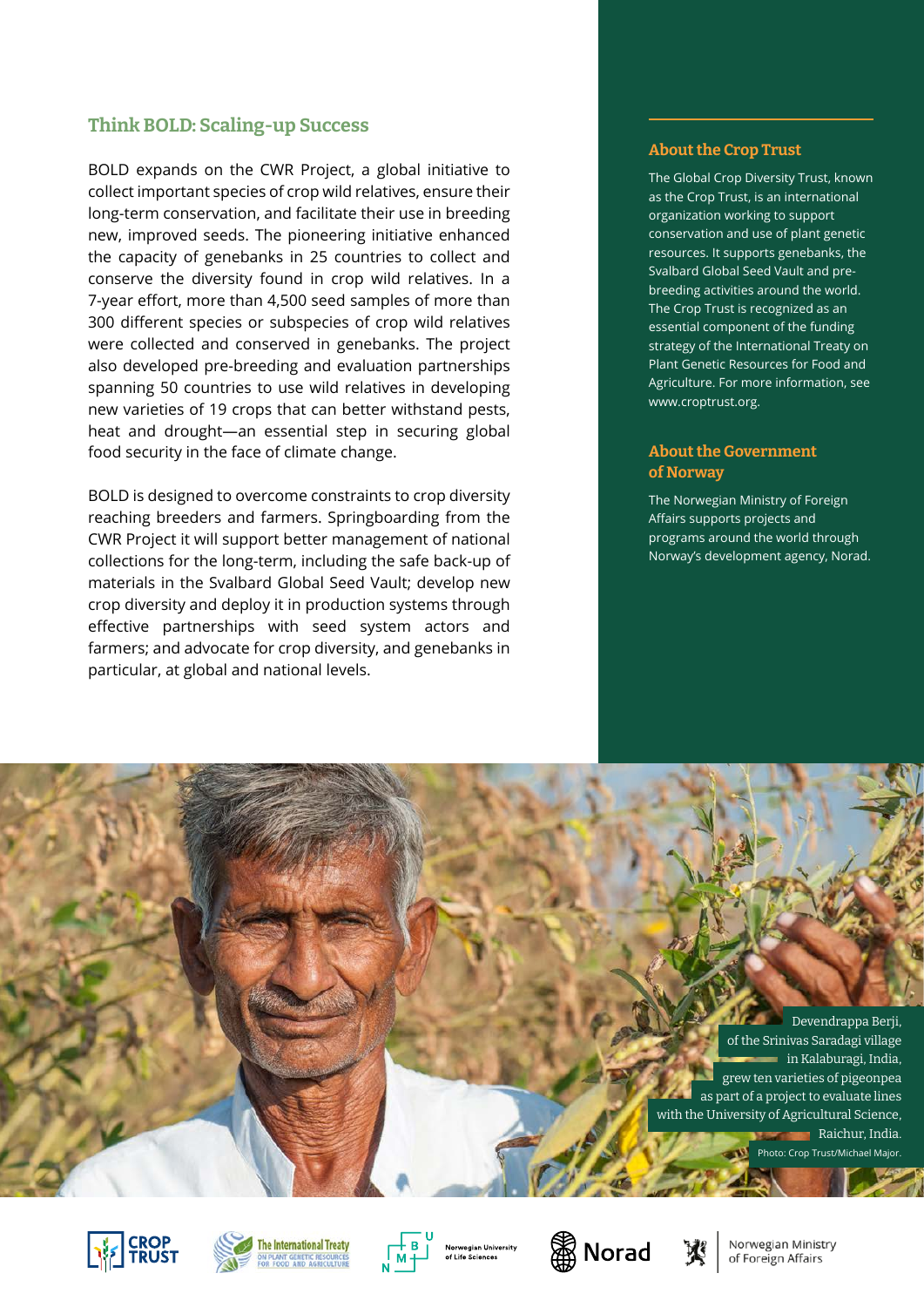## Think BOLD: Scaling-up Success

BOLD expands on the CWR Project, a global initiative to collect important species of crop wild relatives, ensure their long-term conservation, and facilitate their use in breeding new, improved seeds. The pioneering initiative enhanced the capacity of genebanks in 25 countries to collect and conserve the diversity found in crop wild relatives. In a 7-year effort, more than 4,500 seed samples of more than 300 different species or subspecies of crop wild relatives were collected and conserved in genebanks. The project also developed pre-breeding and evaluation partnerships spanning 50 countries to use wild relatives in developing new varieties of 19 crops that can better withstand pests, heat and drought—an essential step in securing global food security in the face of climate change.

BOLD is designed to overcome constraints to crop diversity reaching breeders and farmers. Springboarding from the CWR Project it will support better management of national collections for the long-term, including the safe back-up of materials in the Svalbard Global Seed Vault; develop new crop diversity and deploy it in production systems through effective partnerships with seed system actors and farmers; and advocate for crop diversity, and genebanks in particular, at global and national levels.

### About the Crop Trust

The Global Crop Diversity Trust, known as the Crop Trust, is an international organization working to support conservation and use of plant genetic resources. It supports genebanks, the Svalbard Global Seed Vault and pre-breeding activities around the world. The Crop Trust is recognized as an essential component of the funding strategy of the International Treaty on Plant Genetic Resources for Food and Agriculture. For more information, see www.croptrust.org.

### About the Government of Norway

The Norwegian Ministry of Foreign Affairs supports projects and programs around the world through Norway's development agency, Norad.

Devendrappa Berji, of the Srinivas Saradagi village in Kalaburagi, India, grew ten varieties of pigeonpea as part of a project to evaluate lines with the University of Agricultural Science, Raichur, India.

Photo: Crop Trust/Michael Major.

CROP TRUST | The International Treaty on Plant Genetic Resources for Food and Agriculture | Norwegian University of Life Sciences | Norad | Norwegian Ministry of Foreign Affairs